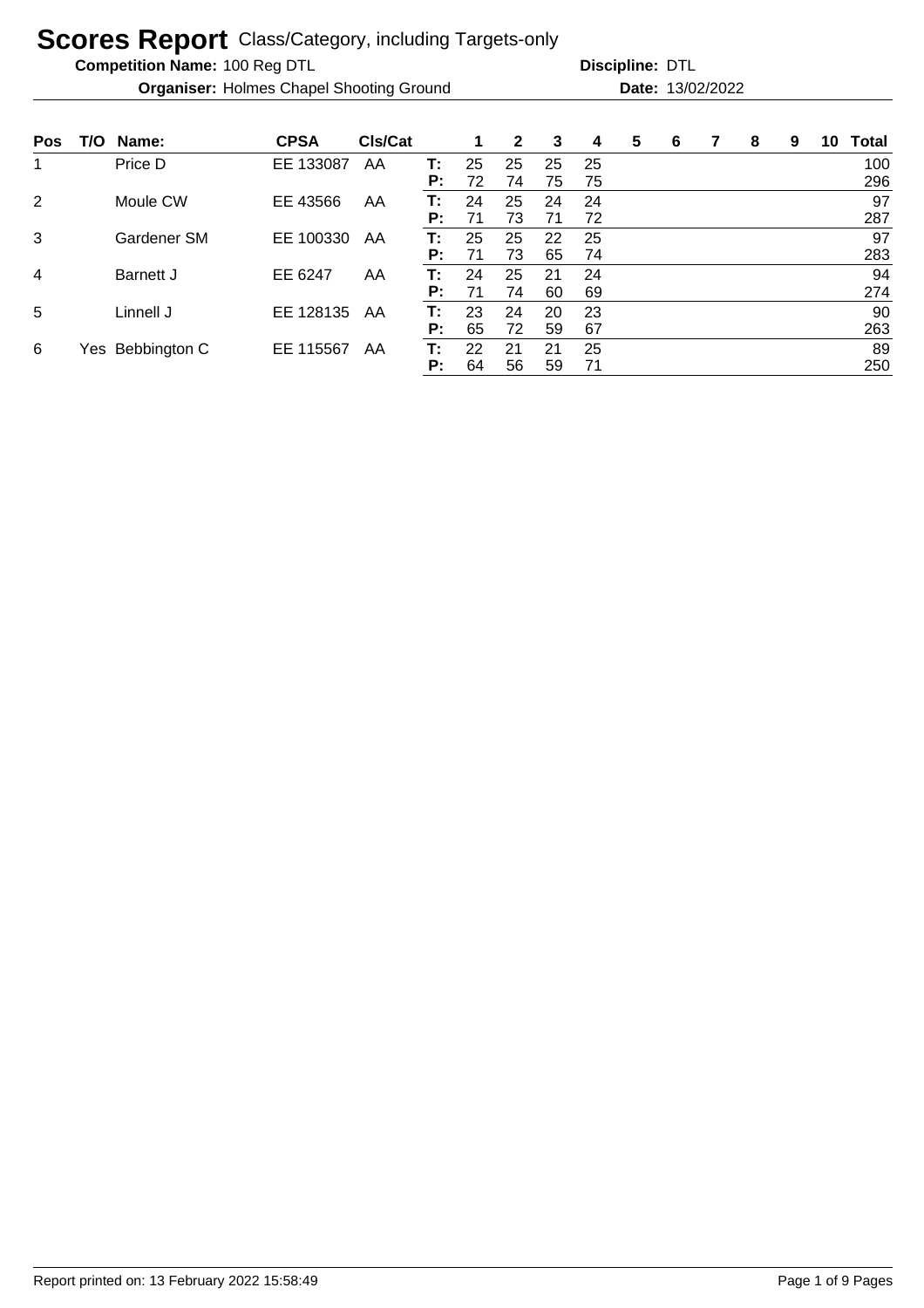# Scores Report Class/Category, including Targets-only

**Competition Name:** 100 Reg DTL **Discipline:** DTL

**Organiser:** Holmes Chapel Shooting Ground **Date:** 13/02/2022

| Pos | T/O | Name: | CPSA | Cls/Cat | | 1 | 2 | 3 | 4 | 5 | 6 | 7 | 8 | 9 | 10 | Total |
|---|---|---|---|---|---|---|---|---|---|---|---|---|---|---|---|---|
| 1 | | Price D | EE 133087 | AA | T: | 25 | 25 | 25 | 25 | | | | | | | 100 |
| | | | | | P: | 72 | 74 | 75 | 75 | | | | | | | 296 |
| 2 | | Moule CW | EE 43566 | AA | T: | 24 | 25 | 24 | 24 | | | | | | | 97 |
| | | | | | P: | 71 | 73 | 71 | 72 | | | | | | | 287 |
| 3 | | Gardener SM | EE 100330 | AA | T: | 25 | 25 | 22 | 25 | | | | | | | 97 |
| | | | | | P: | 71 | 73 | 65 | 74 | | | | | | | 283 |
| 4 | | Barnett J | EE 6247 | AA | T: | 24 | 25 | 21 | 24 | | | | | | | 94 |
| | | | | | P: | 71 | 74 | 60 | 69 | | | | | | | 274 |
| 5 | | Linnell J | EE 128135 | AA | T: | 23 | 24 | 20 | 23 | | | | | | | 90 |
| | | | | | P: | 65 | 72 | 59 | 67 | | | | | | | 263 |
| 6 | Yes | Bebbington C | EE 115567 | AA | T: | 22 | 21 | 21 | 25 | | | | | | | 89 |
| | | | | | P: | 64 | 56 | 59 | 71 | | | | | | | 250 |

Report printed on: 13 February 2022 15:58:49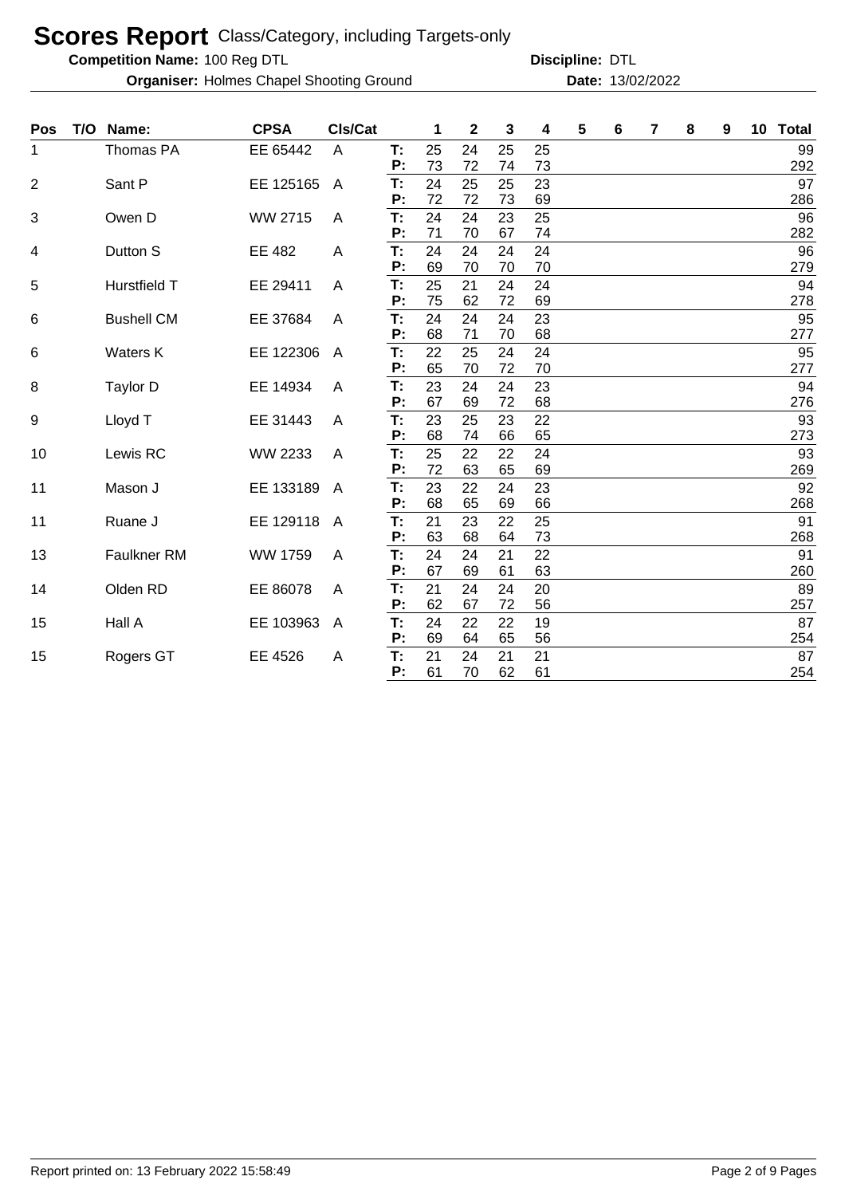# Scores Report Class/Category, including Targets-only

**Competition Name:** 100 Reg DTL **Discipline:** DTL

**Organiser:** Holmes Chapel Shooting Ground **Date:** 13/02/2022

| Pos | T/O | Name: | CPSA | Cls/Cat | | 1 | 2 | 3 | 4 | 5 | 6 | 7 | 8 | 9 | 10 | Total |
|---|---|---|---|---|---|---|---|---|---|---|---|---|---|---|---|---|
| 1 | | Thomas PA | EE 65442 | A | T: | 25 | 24 | 25 | 25 | | | | | | | 99 |
| | | | | | P: | 73 | 72 | 74 | 73 | | | | | | | 292 |
| 2 | | Sant P | EE 125165 | A | T: | 24 | 25 | 25 | 23 | | | | | | | 97 |
| | | | | | P: | 72 | 72 | 73 | 69 | | | | | | | 286 |
| 3 | | Owen D | WW 2715 | A | T: | 24 | 24 | 23 | 25 | | | | | | | 96 |
| | | | | | P: | 71 | 70 | 67 | 74 | | | | | | | 282 |
| 4 | | Dutton S | EE 482 | A | T: | 24 | 24 | 24 | 24 | | | | | | | 96 |
| | | | | | P: | 69 | 70 | 70 | 70 | | | | | | | 279 |
| 5 | | Hurstfield T | EE 29411 | A | T: | 25 | 21 | 24 | 24 | | | | | | | 94 |
| | | | | | P: | 75 | 62 | 72 | 69 | | | | | | | 278 |
| 6 | | Bushell CM | EE 37684 | A | T: | 24 | 24 | 24 | 23 | | | | | | | 95 |
| | | | | | P: | 68 | 71 | 70 | 68 | | | | | | | 277 |
| 6 | | Waters K | EE 122306 | A | T: | 22 | 25 | 24 | 24 | | | | | | | 95 |
| | | | | | P: | 65 | 70 | 72 | 70 | | | | | | | 277 |
| 8 | | Taylor D | EE 14934 | A | T: | 23 | 24 | 24 | 23 | | | | | | | 94 |
| | | | | | P: | 67 | 69 | 72 | 68 | | | | | | | 276 |
| 9 | | Lloyd T | EE 31443 | A | T: | 23 | 25 | 23 | 22 | | | | | | | 93 |
| | | | | | P: | 68 | 74 | 66 | 65 | | | | | | | 273 |
| 10 | | Lewis RC | WW 2233 | A | T: | 25 | 22 | 22 | 24 | | | | | | | 93 |
| | | | | | P: | 72 | 63 | 65 | 69 | | | | | | | 269 |
| 11 | | Mason J | EE 133189 | A | T: | 23 | 22 | 24 | 23 | | | | | | | 92 |
| | | | | | P: | 68 | 65 | 69 | 66 | | | | | | | 268 |
| 11 | | Ruane J | EE 129118 | A | T: | 21 | 23 | 22 | 25 | | | | | | | 91 |
| | | | | | P: | 63 | 68 | 64 | 73 | | | | | | | 268 |
| 13 | | Faulkner RM | WW 1759 | A | T: | 24 | 24 | 21 | 22 | | | | | | | 91 |
| | | | | | P: | 67 | 69 | 61 | 63 | | | | | | | 260 |
| 14 | | Olden RD | EE 86078 | A | T: | 21 | 24 | 24 | 20 | | | | | | | 89 |
| | | | | | P: | 62 | 67 | 72 | 56 | | | | | | | 257 |
| 15 | | Hall A | EE 103963 | A | T: | 24 | 22 | 22 | 19 | | | | | | | 87 |
| | | | | | P: | 69 | 64 | 65 | 56 | | | | | | | 254 |
| 15 | | Rogers GT | EE 4526 | A | T: | 21 | 24 | 21 | 21 | | | | | | | 87 |
| | | | | | P: | 61 | 70 | 62 | 61 | | | | | | | 254 |

Report printed on: 13 February 2022 15:58:49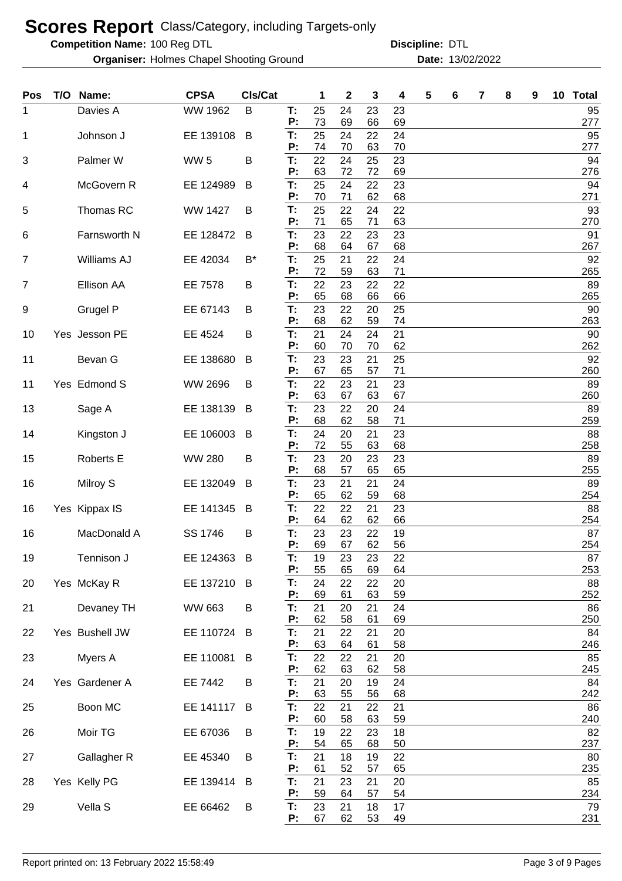# Scores Report Class/Category, including Targets-only

**Competition Name:** 100 Reg DTL **Discipline:** DTL

**Organiser:** Holmes Chapel Shooting Ground **Date:** 13/02/2022

| Pos | T/O | Name: | CPSA | Cls/Cat | | 1 | 2 | 3 | 4 | 5 | 6 | 7 | 8 | 9 | 10 | Total |
|---|---|---|---|---|---|---|---|---|---|---|---|---|---|---|---|---|
| 1 | | Davies A | WW 1962 | B | T: | 25 | 24 | 23 | 23 | | | | | | | 95 |
| | | | | | P: | 73 | 69 | 66 | 69 | | | | | | | 277 |
| 1 | | Johnson J | EE 139108 | B | T: | 25 | 24 | 22 | 24 | | | | | | | 95 |
| | | | | | P: | 74 | 70 | 63 | 70 | | | | | | | 277 |
| 3 | | Palmer W | WW 5 | B | T: | 22 | 24 | 25 | 23 | | | | | | | 94 |
| | | | | | P: | 63 | 72 | 72 | 69 | | | | | | | 276 |
| 4 | | McGovern R | EE 124989 | B | T: | 25 | 24 | 22 | 23 | | | | | | | 94 |
| | | | | | P: | 70 | 71 | 62 | 68 | | | | | | | 271 |
| 5 | | Thomas RC | WW 1427 | B | T: | 25 | 22 | 24 | 22 | | | | | | | 93 |
| | | | | | P: | 71 | 65 | 71 | 63 | | | | | | | 270 |
| 6 | | Farnsworth N | EE 128472 | B | T: | 23 | 22 | 23 | 23 | | | | | | | 91 |
| | | | | | P: | 68 | 64 | 67 | 68 | | | | | | | 267 |
| 7 | | Williams AJ | EE 42034 | B* | T: | 25 | 21 | 22 | 24 | | | | | | | 92 |
| | | | | | P: | 72 | 59 | 63 | 71 | | | | | | | 265 |
| 7 | | Ellison AA | EE 7578 | B | T: | 22 | 23 | 22 | 22 | | | | | | | 89 |
| | | | | | P: | 65 | 68 | 66 | 66 | | | | | | | 265 |
| 9 | | Grugel P | EE 67143 | B | T: | 23 | 22 | 20 | 25 | | | | | | | 90 |
| | | | | | P: | 68 | 62 | 59 | 74 | | | | | | | 263 |
| 10 | Yes | Jesson PE | EE 4524 | B | T: | 21 | 24 | 24 | 21 | | | | | | | 90 |
| | | | | | P: | 60 | 70 | 70 | 62 | | | | | | | 262 |
| 11 | | Bevan G | EE 138680 | B | T: | 23 | 23 | 21 | 25 | | | | | | | 92 |
| | | | | | P: | 67 | 65 | 57 | 71 | | | | | | | 260 |
| 11 | Yes | Edmond S | WW 2696 | B | T: | 22 | 23 | 21 | 23 | | | | | | | 89 |
| | | | | | P: | 63 | 67 | 63 | 67 | | | | | | | 260 |
| 13 | | Sage A | EE 138139 | B | T: | 23 | 22 | 20 | 24 | | | | | | | 89 |
| | | | | | P: | 68 | 62 | 58 | 71 | | | | | | | 259 |
| 14 | | Kingston J | EE 106003 | B | T: | 24 | 20 | 21 | 23 | | | | | | | 88 |
| | | | | | P: | 72 | 55 | 63 | 68 | | | | | | | 258 |
| 15 | | Roberts E | WW 280 | B | T: | 23 | 20 | 23 | 23 | | | | | | | 89 |
| | | | | | P: | 68 | 57 | 65 | 65 | | | | | | | 255 |
| 16 | | Milroy S | EE 132049 | B | T: | 23 | 21 | 21 | 24 | | | | | | | 89 |
| | | | | | P: | 65 | 62 | 59 | 68 | | | | | | | 254 |
| 16 | Yes | Kippax IS | EE 141345 | B | T: | 22 | 22 | 21 | 23 | | | | | | | 88 |
| | | | | | P: | 64 | 62 | 62 | 66 | | | | | | | 254 |
| 16 | | MacDonald A | SS 1746 | B | T: | 23 | 23 | 22 | 19 | | | | | | | 87 |
| | | | | | P: | 69 | 67 | 62 | 56 | | | | | | | 254 |
| 19 | | Tennison J | EE 124363 | B | T: | 19 | 23 | 23 | 22 | | | | | | | 87 |
| | | | | | P: | 55 | 65 | 69 | 64 | | | | | | | 253 |
| 20 | Yes | McKay R | EE 137210 | B | T: | 24 | 22 | 22 | 20 | | | | | | | 88 |
| | | | | | P: | 69 | 61 | 63 | 59 | | | | | | | 252 |
| 21 | | Devaney TH | WW 663 | B | T: | 21 | 20 | 21 | 24 | | | | | | | 86 |
| | | | | | P: | 62 | 58 | 61 | 69 | | | | | | | 250 |
| 22 | Yes | Bushell JW | EE 110724 | B | T: | 21 | 22 | 21 | 20 | | | | | | | 84 |
| | | | | | P: | 63 | 64 | 61 | 58 | | | | | | | 246 |
| 23 | | Myers A | EE 110081 | B | T: | 22 | 22 | 21 | 20 | | | | | | | 85 |
| | | | | | P: | 62 | 63 | 62 | 58 | | | | | | | 245 |
| 24 | Yes | Gardener A | EE 7442 | B | T: | 21 | 20 | 19 | 24 | | | | | | | 84 |
| | | | | | P: | 63 | 55 | 56 | 68 | | | | | | | 242 |
| 25 | | Boon MC | EE 141117 | B | T: | 22 | 21 | 22 | 21 | | | | | | | 86 |
| | | | | | P: | 60 | 58 | 63 | 59 | | | | | | | 240 |
| 26 | | Moir TG | EE 67036 | B | T: | 19 | 22 | 23 | 18 | | | | | | | 82 |
| | | | | | P: | 54 | 65 | 68 | 50 | | | | | | | 237 |
| 27 | | Gallagher R | EE 45340 | B | T: | 21 | 18 | 19 | 22 | | | | | | | 80 |
| | | | | | P: | 61 | 52 | 57 | 65 | | | | | | | 235 |
| 28 | Yes | Kelly PG | EE 139414 | B | T: | 21 | 23 | 21 | 20 | | | | | | | 85 |
| | | | | | P: | 59 | 64 | 57 | 54 | | | | | | | 234 |
| 29 | | Vella S | EE 66462 | B | T: | 23 | 21 | 18 | 17 | | | | | | | 79 |
| | | | | | P: | 67 | 62 | 53 | 49 | | | | | | | 231 |

Report printed on: 13 February 2022 15:58:49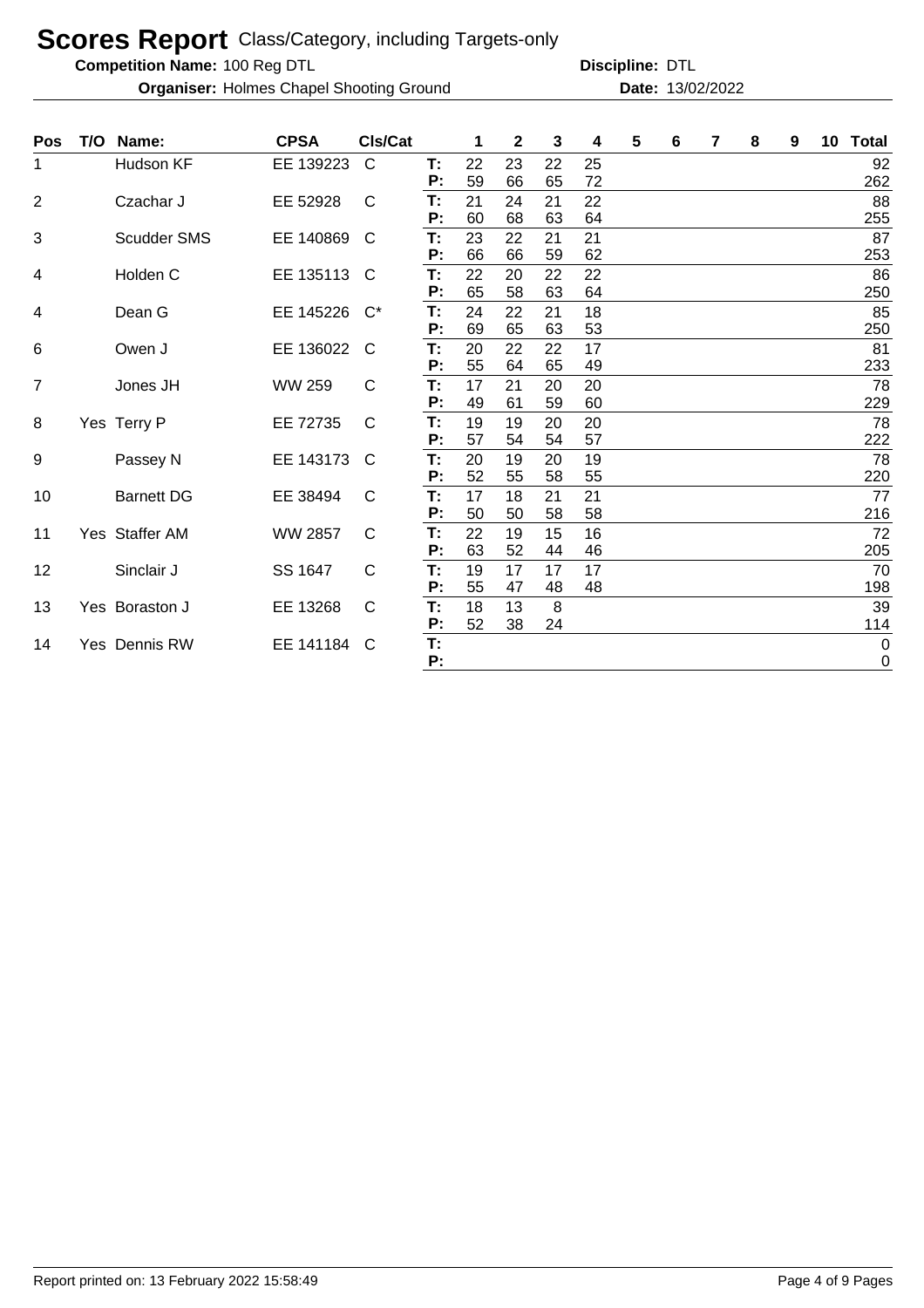# Scores Report Class/Category, including Targets-only

**Competition Name:** 100 Reg DTL **Discipline:** DTL

**Organiser:** Holmes Chapel Shooting Ground **Date:** 13/02/2022

| Pos | T/O | Name: | CPSA | Cls/Cat | | 1 | 2 | 3 | 4 | 5 | 6 | 7 | 8 | 9 | 10 | Total |
|---|---|---|---|---|---|---|---|---|---|---|---|---|---|---|---|---|
| 1 | | Hudson KF | EE 139223 | C | T: | 22 | 23 | 22 | 25 | | | | | | | 92 |
| | | | | | P: | 59 | 66 | 65 | 72 | | | | | | | 262 |
| 2 | | Czachar J | EE 52928 | C | T: | 21 | 24 | 21 | 22 | | | | | | | 88 |
| | | | | | P: | 60 | 68 | 63 | 64 | | | | | | | 255 |
| 3 | | Scudder SMS | EE 140869 | C | T: | 23 | 22 | 21 | 21 | | | | | | | 87 |
| | | | | | P: | 66 | 66 | 59 | 62 | | | | | | | 253 |
| 4 | | Holden C | EE 135113 | C | T: | 22 | 20 | 22 | 22 | | | | | | | 86 |
| | | | | | P: | 65 | 58 | 63 | 64 | | | | | | | 250 |
| 4 | | Dean G | EE 145226 | C* | T: | 24 | 22 | 21 | 18 | | | | | | | 85 |
| | | | | | P: | 69 | 65 | 63 | 53 | | | | | | | 250 |
| 6 | | Owen J | EE 136022 | C | T: | 20 | 22 | 22 | 17 | | | | | | | 81 |
| | | | | | P: | 55 | 64 | 65 | 49 | | | | | | | 233 |
| 7 | | Jones JH | WW 259 | C | T: | 17 | 21 | 20 | 20 | | | | | | | 78 |
| | | | | | P: | 49 | 61 | 59 | 60 | | | | | | | 229 |
| 8 | Yes | Terry P | EE 72735 | C | T: | 19 | 19 | 20 | 20 | | | | | | | 78 |
| | | | | | P: | 57 | 54 | 54 | 57 | | | | | | | 222 |
| 9 | | Passey N | EE 143173 | C | T: | 20 | 19 | 20 | 19 | | | | | | | 78 |
| | | | | | P: | 52 | 55 | 58 | 55 | | | | | | | 220 |
| 10 | | Barnett DG | EE 38494 | C | T: | 17 | 18 | 21 | 21 | | | | | | | 77 |
| | | | | | P: | 50 | 50 | 58 | 58 | | | | | | | 216 |
| 11 | Yes | Staffer AM | WW 2857 | C | T: | 22 | 19 | 15 | 16 | | | | | | | 72 |
| | | | | | P: | 63 | 52 | 44 | 46 | | | | | | | 205 |
| 12 | | Sinclair J | SS 1647 | C | T: | 19 | 17 | 17 | 17 | | | | | | | 70 |
| | | | | | P: | 55 | 47 | 48 | 48 | | | | | | | 198 |
| 13 | Yes | Boraston J | EE 13268 | C | T: | 18 | 13 | 8 | | | | | | | | 39 |
| | | | | | P: | 52 | 38 | 24 | | | | | | | | 114 |
| 14 | Yes | Dennis RW | EE 141184 | C | T: | | | | | | | | | | | 0 |
| | | | | | P: | | | | | | | | | | | 0 |

Report printed on: 13 February 2022 15:58:49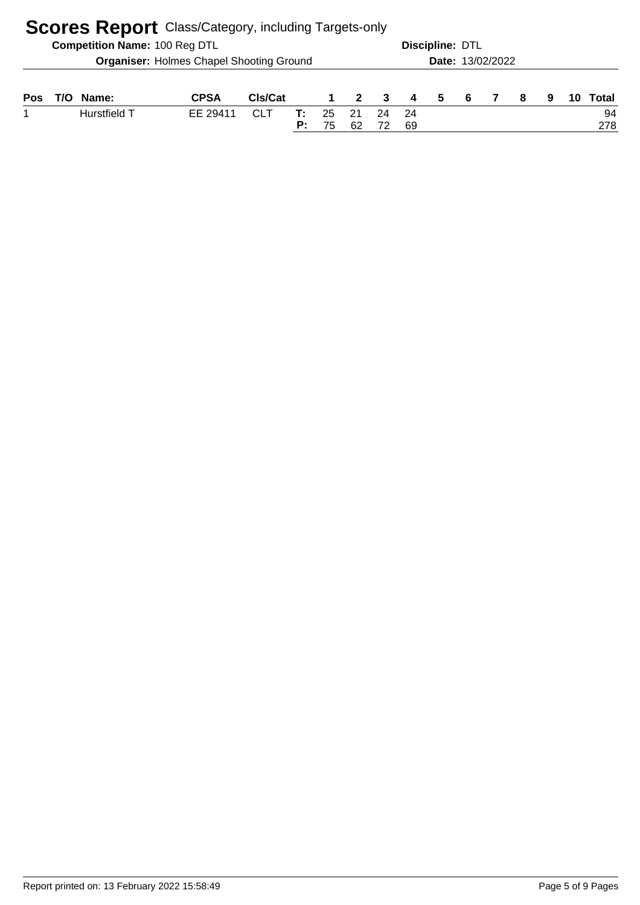# Scores Report Class/Category, including Targets-only

**Competition Name:** 100 Reg DTL **Discipline:** DTL

**Organiser:** Holmes Chapel Shooting Ground **Date:** 13/02/2022

| Pos | T/O | Name: | CPSA | Cls/Cat | | 1 | 2 | 3 | 4 | 5 | 6 | 7 | 8 | 9 | 10 | Total |
|---|---|---|---|---|---|---|---|---|---|---|---|---|---|---|---|---|
| 1 | | Hurstfield T | EE 29411 | CLT | T: | 25 | 21 | 24 | 24 | | | | | | | 94 |
| | | | | | P: | 75 | 62 | 72 | 69 | | | | | | | 278 |

Report printed on: 13 February 2022 15:58:49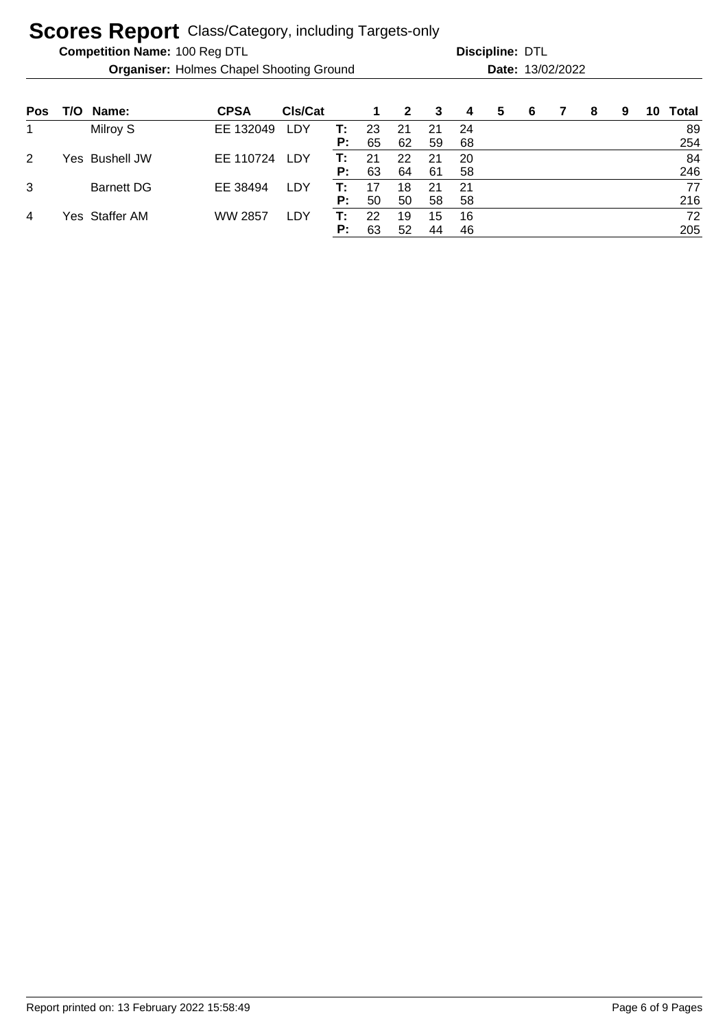# Scores Report Class/Category, including Targets-only

**Competition Name:** 100 Reg DTL **Discipline:** DTL

**Organiser:** Holmes Chapel Shooting Ground **Date:** 13/02/2022

| Pos | T/O | Name: | CPSA | Cls/Cat | | 1 | 2 | 3 | 4 | 5 | 6 | 7 | 8 | 9 | 10 | Total |
|---|---|---|---|---|---|---|---|---|---|---|---|---|---|---|---|---|
| 1 | | Milroy S | EE 132049 | LDY | T: | 23 | 21 | 21 | 24 | | | | | | | 89 |
| | | | | | P: | 65 | 62 | 59 | 68 | | | | | | | 254 |
| 2 | Yes | Bushell JW | EE 110724 | LDY | T: | 21 | 22 | 21 | 20 | | | | | | | 84 |
| | | | | | P: | 63 | 64 | 61 | 58 | | | | | | | 246 |
| 3 | | Barnett DG | EE 38494 | LDY | T: | 17 | 18 | 21 | 21 | | | | | | | 77 |
| | | | | | P: | 50 | 50 | 58 | 58 | | | | | | | 216 |
| 4 | Yes | Staffer AM | WW 2857 | LDY | T: | 22 | 19 | 15 | 16 | | | | | | | 72 |
| | | | | | P: | 63 | 52 | 44 | 46 | | | | | | | 205 |

Report printed on: 13 February 2022 15:58:49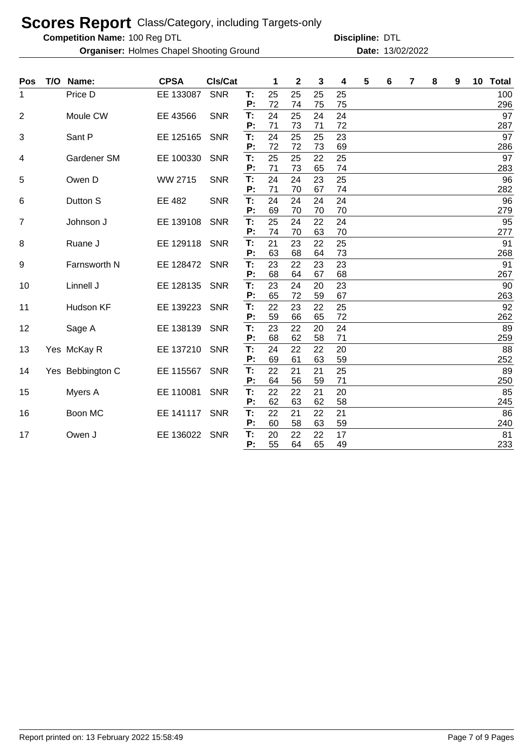# Scores Report Class/Category, including Targets-only

**Competition Name:** 100 Reg DTL **Discipline:** DTL

**Organiser:** Holmes Chapel Shooting Ground **Date:** 13/02/2022

| Pos | T/O | Name: | CPSA | Cls/Cat | | 1 | 2 | 3 | 4 | 5 | 6 | 7 | 8 | 9 | 10 | Total |
|---|---|---|---|---|---|---|---|---|---|---|---|---|---|---|---|---|
| 1 | | Price D | EE 133087 | SNR | T: | 25 | 25 | 25 | 25 | | | | | | | 100 |
| | | | | | P: | 72 | 74 | 75 | 75 | | | | | | | 296 |
| 2 | | Moule CW | EE 43566 | SNR | T: | 24 | 25 | 24 | 24 | | | | | | | 97 |
| | | | | | P: | 71 | 73 | 71 | 72 | | | | | | | 287 |
| 3 | | Sant P | EE 125165 | SNR | T: | 24 | 25 | 25 | 23 | | | | | | | 97 |
| | | | | | P: | 72 | 72 | 73 | 69 | | | | | | | 286 |
| 4 | | Gardener SM | EE 100330 | SNR | T: | 25 | 25 | 22 | 25 | | | | | | | 97 |
| | | | | | P: | 71 | 73 | 65 | 74 | | | | | | | 283 |
| 5 | | Owen D | WW 2715 | SNR | T: | 24 | 24 | 23 | 25 | | | | | | | 96 |
| | | | | | P: | 71 | 70 | 67 | 74 | | | | | | | 282 |
| 6 | | Dutton S | EE 482 | SNR | T: | 24 | 24 | 24 | 24 | | | | | | | 96 |
| | | | | | P: | 69 | 70 | 70 | 70 | | | | | | | 279 |
| 7 | | Johnson J | EE 139108 | SNR | T: | 25 | 24 | 22 | 24 | | | | | | | 95 |
| | | | | | P: | 74 | 70 | 63 | 70 | | | | | | | 277 |
| 8 | | Ruane J | EE 129118 | SNR | T: | 21 | 23 | 22 | 25 | | | | | | | 91 |
| | | | | | P: | 63 | 68 | 64 | 73 | | | | | | | 268 |
| 9 | | Farnsworth N | EE 128472 | SNR | T: | 23 | 22 | 23 | 23 | | | | | | | 91 |
| | | | | | P: | 68 | 64 | 67 | 68 | | | | | | | 267 |
| 10 | | Linnell J | EE 128135 | SNR | T: | 23 | 24 | 20 | 23 | | | | | | | 90 |
| | | | | | P: | 65 | 72 | 59 | 67 | | | | | | | 263 |
| 11 | | Hudson KF | EE 139223 | SNR | T: | 22 | 23 | 22 | 25 | | | | | | | 92 |
| | | | | | P: | 59 | 66 | 65 | 72 | | | | | | | 262 |
| 12 | | Sage A | EE 138139 | SNR | T: | 23 | 22 | 20 | 24 | | | | | | | 89 |
| | | | | | P: | 68 | 62 | 58 | 71 | | | | | | | 259 |
| 13 | Yes | McKay R | EE 137210 | SNR | T: | 24 | 22 | 22 | 20 | | | | | | | 88 |
| | | | | | P: | 69 | 61 | 63 | 59 | | | | | | | 252 |
| 14 | Yes | Bebbington C | EE 115567 | SNR | T: | 22 | 21 | 21 | 25 | | | | | | | 89 |
| | | | | | P: | 64 | 56 | 59 | 71 | | | | | | | 250 |
| 15 | | Myers A | EE 110081 | SNR | T: | 22 | 22 | 21 | 20 | | | | | | | 85 |
| | | | | | P: | 62 | 63 | 62 | 58 | | | | | | | 245 |
| 16 | | Boon MC | EE 141117 | SNR | T: | 22 | 21 | 22 | 21 | | | | | | | 86 |
| | | | | | P: | 60 | 58 | 63 | 59 | | | | | | | 240 |
| 17 | | Owen J | EE 136022 | SNR | T: | 20 | 22 | 22 | 17 | | | | | | | 81 |
| | | | | | P: | 55 | 64 | 65 | 49 | | | | | | | 233 |

Report printed on: 13 February 2022 15:58:49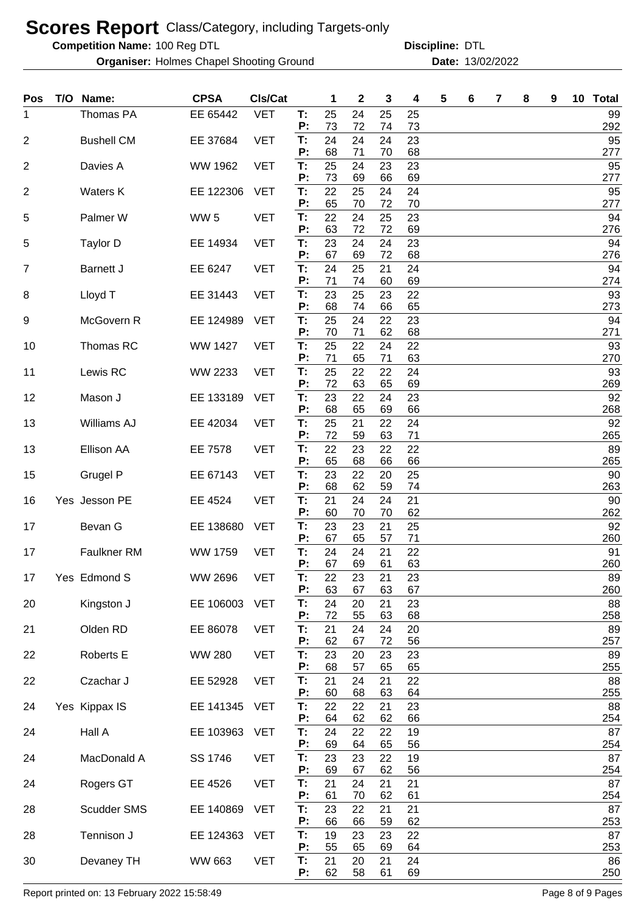# Scores Report Class/Category, including Targets-only

**Competition Name:** 100 Reg DTL **Discipline:** DTL

**Organiser:** Holmes Chapel Shooting Ground **Date:** 13/02/2022

| Pos | T/O | Name: | CPSA | Cls/Cat | | 1 | 2 | 3 | 4 | 5 | 6 | 7 | 8 | 9 | 10 | Total |
|---|---|---|---|---|---|---|---|---|---|---|---|---|---|---|---|---|
| 1 | | Thomas PA | EE 65442 | VET | T: | 25 | 24 | 25 | 25 | | | | | | | 99 |
| | | | | | P: | 73 | 72 | 74 | 73 | | | | | | | 292 |
| 2 | | Bushell CM | EE 37684 | VET | T: | 24 | 24 | 24 | 23 | | | | | | | 95 |
| | | | | | P: | 68 | 71 | 70 | 68 | | | | | | | 277 |
| 2 | | Davies A | WW 1962 | VET | T: | 25 | 24 | 23 | 23 | | | | | | | 95 |
| | | | | | P: | 73 | 69 | 66 | 69 | | | | | | | 277 |
| 2 | | Waters K | EE 122306 | VET | T: | 22 | 25 | 24 | 24 | | | | | | | 95 |
| | | | | | P: | 65 | 70 | 72 | 70 | | | | | | | 277 |
| 5 | | Palmer W | WW 5 | VET | T: | 22 | 24 | 25 | 23 | | | | | | | 94 |
| | | | | | P: | 63 | 72 | 72 | 69 | | | | | | | 276 |
| 5 | | Taylor D | EE 14934 | VET | T: | 23 | 24 | 24 | 23 | | | | | | | 94 |
| | | | | | P: | 67 | 69 | 72 | 68 | | | | | | | 276 |
| 7 | | Barnett J | EE 6247 | VET | T: | 24 | 25 | 21 | 24 | | | | | | | 94 |
| | | | | | P: | 71 | 74 | 60 | 69 | | | | | | | 274 |
| 8 | | Lloyd T | EE 31443 | VET | T: | 23 | 25 | 23 | 22 | | | | | | | 93 |
| | | | | | P: | 68 | 74 | 66 | 65 | | | | | | | 273 |
| 9 | | McGovern R | EE 124989 | VET | T: | 25 | 24 | 22 | 23 | | | | | | | 94 |
| | | | | | P: | 70 | 71 | 62 | 68 | | | | | | | 271 |
| 10 | | Thomas RC | WW 1427 | VET | T: | 25 | 22 | 24 | 22 | | | | | | | 93 |
| | | | | | P: | 71 | 65 | 71 | 63 | | | | | | | 270 |
| 11 | | Lewis RC | WW 2233 | VET | T: | 25 | 22 | 22 | 24 | | | | | | | 93 |
| | | | | | P: | 72 | 63 | 65 | 69 | | | | | | | 269 |
| 12 | | Mason J | EE 133189 | VET | T: | 23 | 22 | 24 | 23 | | | | | | | 92 |
| | | | | | P: | 68 | 65 | 69 | 66 | | | | | | | 268 |
| 13 | | Williams AJ | EE 42034 | VET | T: | 25 | 21 | 22 | 24 | | | | | | | 92 |
| | | | | | P: | 72 | 59 | 63 | 71 | | | | | | | 265 |
| 13 | | Ellison AA | EE 7578 | VET | T: | 22 | 23 | 22 | 22 | | | | | | | 89 |
| | | | | | P: | 65 | 68 | 66 | 66 | | | | | | | 265 |
| 15 | | Grugel P | EE 67143 | VET | T: | 23 | 22 | 20 | 25 | | | | | | | 90 |
| | | | | | P: | 68 | 62 | 59 | 74 | | | | | | | 263 |
| 16 | Yes | Jesson PE | EE 4524 | VET | T: | 21 | 24 | 24 | 21 | | | | | | | 90 |
| | | | | | P: | 60 | 70 | 70 | 62 | | | | | | | 262 |
| 17 | | Bevan G | EE 138680 | VET | T: | 23 | 23 | 21 | 25 | | | | | | | 92 |
| | | | | | P: | 67 | 65 | 57 | 71 | | | | | | | 260 |
| 17 | | Faulkner RM | WW 1759 | VET | T: | 24 | 24 | 21 | 22 | | | | | | | 91 |
| | | | | | P: | 67 | 69 | 61 | 63 | | | | | | | 260 |
| 17 | Yes | Edmond S | WW 2696 | VET | T: | 22 | 23 | 21 | 23 | | | | | | | 89 |
| | | | | | P: | 63 | 67 | 63 | 67 | | | | | | | 260 |
| 20 | | Kingston J | EE 106003 | VET | T: | 24 | 20 | 21 | 23 | | | | | | | 88 |
| | | | | | P: | 72 | 55 | 63 | 68 | | | | | | | 258 |
| 21 | | Olden RD | EE 86078 | VET | T: | 21 | 24 | 24 | 20 | | | | | | | 89 |
| | | | | | P: | 62 | 67 | 72 | 56 | | | | | | | 257 |
| 22 | | Roberts E | WW 280 | VET | T: | 23 | 20 | 23 | 23 | | | | | | | 89 |
| | | | | | P: | 68 | 57 | 65 | 65 | | | | | | | 255 |
| 22 | | Czachar J | EE 52928 | VET | T: | 21 | 24 | 21 | 22 | | | | | | | 88 |
| | | | | | P: | 60 | 68 | 63 | 64 | | | | | | | 255 |
| 24 | Yes | Kippax IS | EE 141345 | VET | T: | 22 | 22 | 21 | 23 | | | | | | | 88 |
| | | | | | P: | 64 | 62 | 62 | 66 | | | | | | | 254 |
| 24 | | Hall A | EE 103963 | VET | T: | 24 | 22 | 22 | 19 | | | | | | | 87 |
| | | | | | P: | 69 | 64 | 65 | 56 | | | | | | | 254 |
| 24 | | MacDonald A | SS 1746 | VET | T: | 23 | 23 | 22 | 19 | | | | | | | 87 |
| | | | | | P: | 69 | 67 | 62 | 56 | | | | | | | 254 |
| 24 | | Rogers GT | EE 4526 | VET | T: | 21 | 24 | 21 | 21 | | | | | | | 87 |
| | | | | | P: | 61 | 70 | 62 | 61 | | | | | | | 254 |
| 28 | | Scudder SMS | EE 140869 | VET | T: | 23 | 22 | 21 | 21 | | | | | | | 87 |
| | | | | | P: | 66 | 66 | 59 | 62 | | | | | | | 253 |
| 28 | | Tennison J | EE 124363 | VET | T: | 19 | 23 | 23 | 22 | | | | | | | 87 |
| | | | | | P: | 55 | 65 | 69 | 64 | | | | | | | 253 |
| 30 | | Devaney TH | WW 663 | VET | T: | 21 | 20 | 21 | 24 | | | | | | | 86 |
| | | | | | P: | 62 | 58 | 61 | 69 | | | | | | | 250 |

Report printed on: 13 February 2022 15:58:49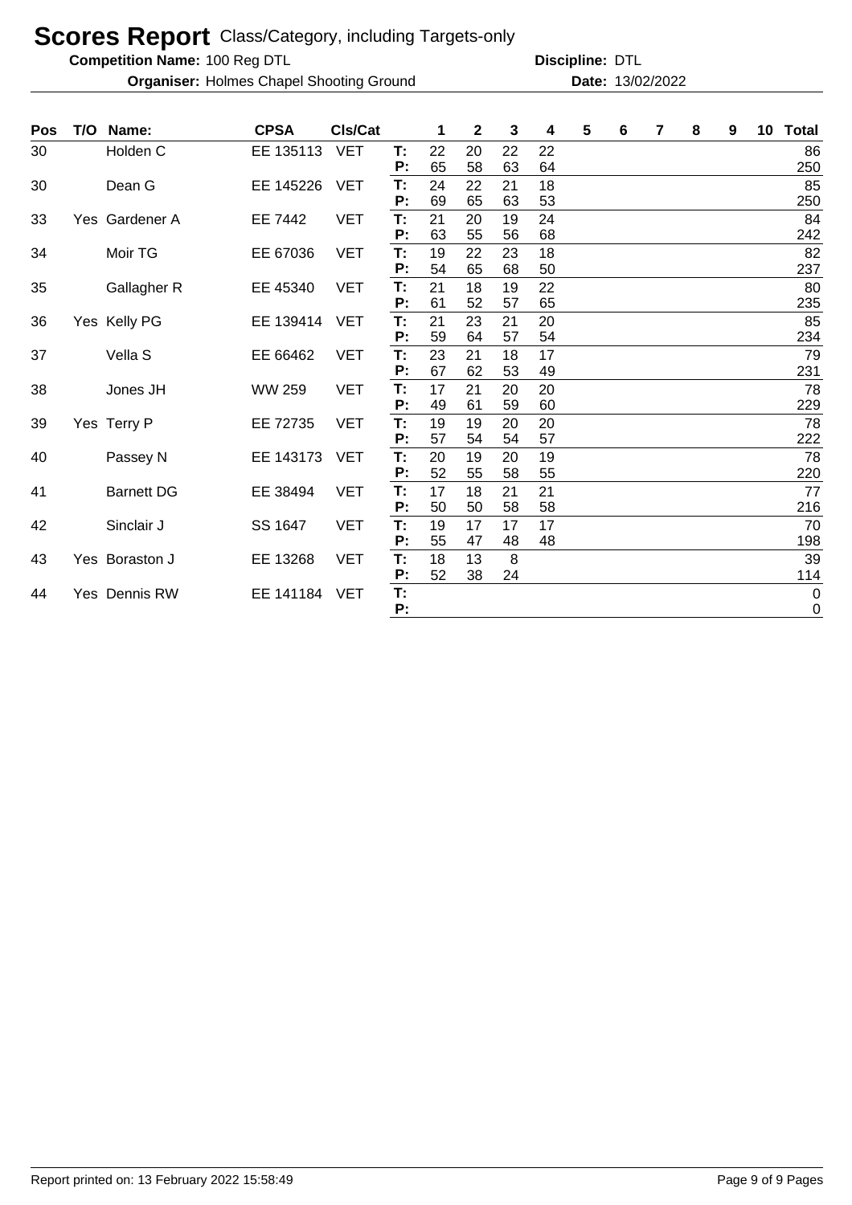# Scores Report Class/Category, including Targets-only

**Competition Name:** 100 Reg DTL **Discipline:** DTL

**Organiser:** Holmes Chapel Shooting Ground **Date:** 13/02/2022

| Pos | T/O | Name: | CPSA | Cls/Cat | | 1 | 2 | 3 | 4 | 5 | 6 | 7 | 8 | 9 | 10 | Total |
|---|---|---|---|---|---|---|---|---|---|---|---|---|---|---|---|---|
| 30 | | Holden C | EE 135113 | VET | T: | 22 | 20 | 22 | 22 | | | | | | | 86 |
| | | | | | P: | 65 | 58 | 63 | 64 | | | | | | | 250 |
| 30 | | Dean G | EE 145226 | VET | T: | 24 | 22 | 21 | 18 | | | | | | | 85 |
| | | | | | P: | 69 | 65 | 63 | 53 | | | | | | | 250 |
| 33 | Yes | Gardener A | EE 7442 | VET | T: | 21 | 20 | 19 | 24 | | | | | | | 84 |
| | | | | | P: | 63 | 55 | 56 | 68 | | | | | | | 242 |
| 34 | | Moir TG | EE 67036 | VET | T: | 19 | 22 | 23 | 18 | | | | | | | 82 |
| | | | | | P: | 54 | 65 | 68 | 50 | | | | | | | 237 |
| 35 | | Gallagher R | EE 45340 | VET | T: | 21 | 18 | 19 | 22 | | | | | | | 80 |
| | | | | | P: | 61 | 52 | 57 | 65 | | | | | | | 235 |
| 36 | Yes | Kelly PG | EE 139414 | VET | T: | 21 | 23 | 21 | 20 | | | | | | | 85 |
| | | | | | P: | 59 | 64 | 57 | 54 | | | | | | | 234 |
| 37 | | Vella S | EE 66462 | VET | T: | 23 | 21 | 18 | 17 | | | | | | | 79 |
| | | | | | P: | 67 | 62 | 53 | 49 | | | | | | | 231 |
| 38 | | Jones JH | WW 259 | VET | T: | 17 | 21 | 20 | 20 | | | | | | | 78 |
| | | | | | P: | 49 | 61 | 59 | 60 | | | | | | | 229 |
| 39 | Yes | Terry P | EE 72735 | VET | T: | 19 | 19 | 20 | 20 | | | | | | | 78 |
| | | | | | P: | 57 | 54 | 54 | 57 | | | | | | | 222 |
| 40 | | Passey N | EE 143173 | VET | T: | 20 | 19 | 20 | 19 | | | | | | | 78 |
| | | | | | P: | 52 | 55 | 58 | 55 | | | | | | | 220 |
| 41 | | Barnett DG | EE 38494 | VET | T: | 17 | 18 | 21 | 21 | | | | | | | 77 |
| | | | | | P: | 50 | 50 | 58 | 58 | | | | | | | 216 |
| 42 | | Sinclair J | SS 1647 | VET | T: | 19 | 17 | 17 | 17 | | | | | | | 70 |
| | | | | | P: | 55 | 47 | 48 | 48 | | | | | | | 198 |
| 43 | Yes | Boraston J | EE 13268 | VET | T: | 18 | 13 | 8 | | | | | | | | 39 |
| | | | | | P: | 52 | 38 | 24 | | | | | | | | 114 |
| 44 | Yes | Dennis RW | EE 141184 | VET | T: | | | | | | | | | | | 0 |
| | | | | | P: | | | | | | | | | | | 0 |

Report printed on: 13 February 2022 15:58:49